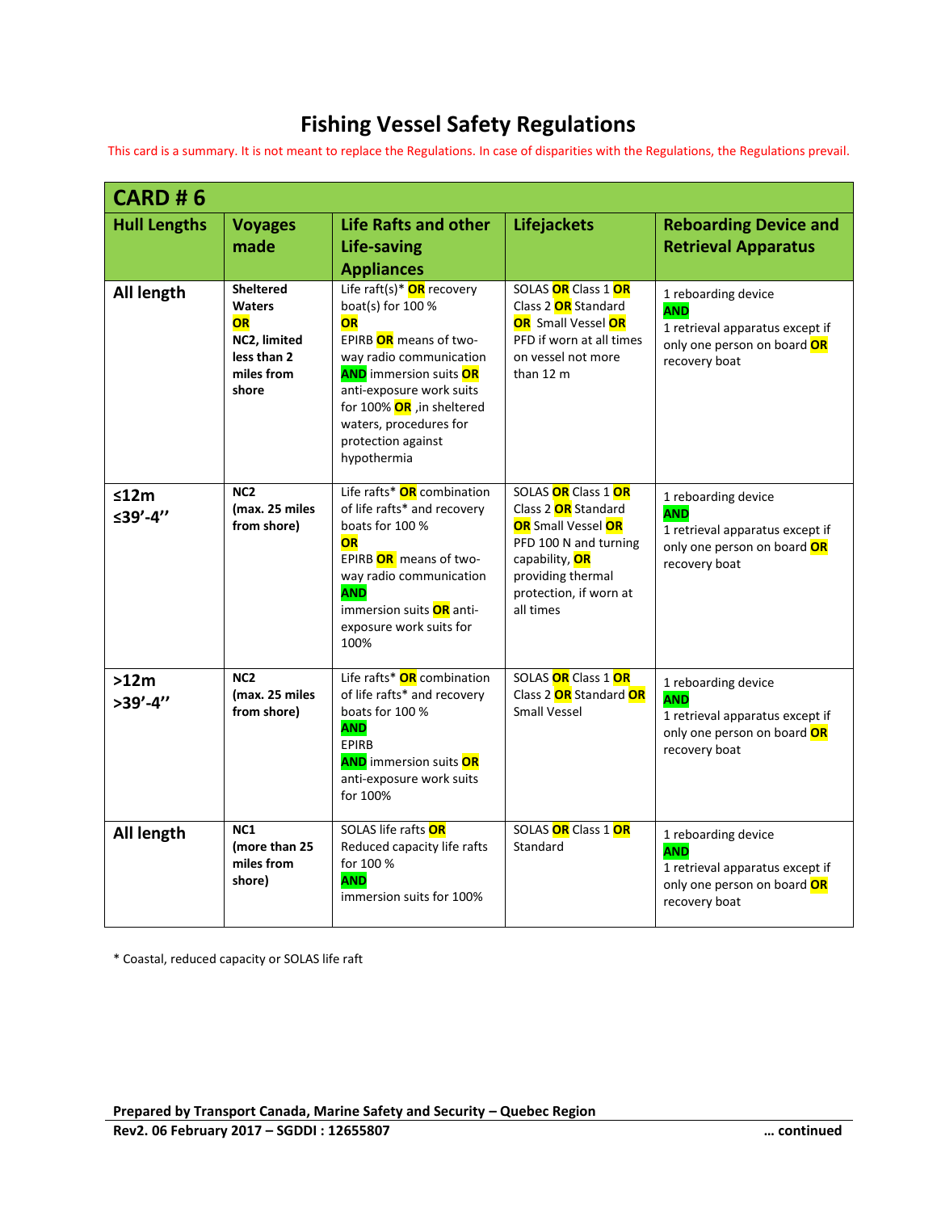# Fishing Vessel Safety Regulations

This card is a summary. It is not meant to replace the Regulations. In case of disparities with the Regulations, the Regulations prevail.

| CARD # 6 | | | | |
|---|---|---|---|---|
| **Hull Lengths** | **Voyages made** | **Life Rafts and other Life-saving Appliances** | **Lifejackets** | **Reboarding Device and Retrieval Apparatus** |
| **All length** | **Sheltered Waters OR NC2, limited less than 2 miles from shore** | Life raft(s)* **OR** recovery boat(s) for 100 % **OR** EPIRB **OR** means of two-way radio communication **AND** immersion suits **OR** anti-exposure work suits for 100% **OR** ,in sheltered waters, procedures for protection against hypothermia | SOLAS **OR** Class 1 **OR** Class 2 **OR** Standard **OR** Small Vessel **OR** PFD if worn at all times on vessel not more than 12 m | 1 reboarding device **AND** 1 retrieval apparatus except if only one person on board **OR** recovery boat |
| **≤12m ≤39'-4''** | **NC2 (max. 25 miles from shore)** | Life rafts* **OR** combination of life rafts* and recovery boats for 100 % **OR** EPIRB **OR** means of two-way radio communication **AND** immersion suits **OR** anti-exposure work suits for 100% | SOLAS **OR** Class 1 **OR** Class 2 **OR** Standard **OR** Small Vessel **OR** PFD 100 N and turning capability, **OR** providing thermal protection, if worn at all times | 1 reboarding device **AND** 1 retrieval apparatus except if only one person on board **OR** recovery boat |
| **>12m >39'-4''** | **NC2 (max. 25 miles from shore)** | Life rafts* **OR** combination of life rafts* and recovery boats for 100 % **AND** EPIRB **AND** immersion suits **OR** anti-exposure work suits for 100% | SOLAS **OR** Class 1 **OR** Class 2 **OR** Standard **OR** Small Vessel | 1 reboarding device **AND** 1 retrieval apparatus except if only one person on board **OR** recovery boat |
| **All length** | **NC1 (more than 25 miles from shore)** | SOLAS life rafts **OR** Reduced capacity life rafts for 100 % **AND** immersion suits for 100% | SOLAS **OR** Class 1 **OR** Standard | 1 reboarding device **AND** 1 retrieval apparatus except if only one person on board **OR** recovery boat |

* Coastal, reduced capacity or SOLAS life raft

**Prepared by Transport Canada, Marine Safety and Security – Quebec Region**

**Rev2. 06 February 2017 – SGDDI : 12655807**

**… continued**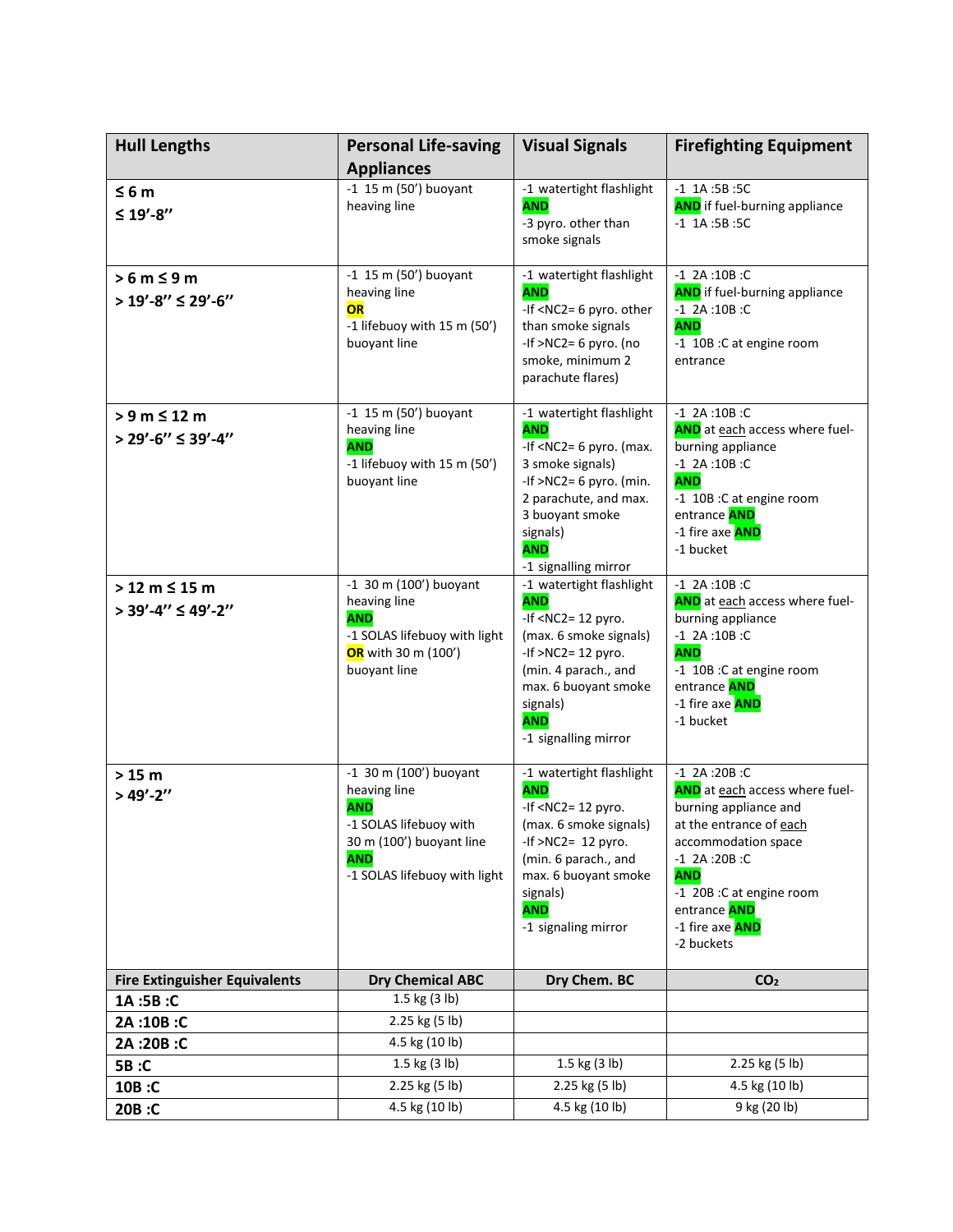| Hull Lengths | Personal Life-saving Appliances | Visual Signals | Firefighting Equipment |
|---|---|---|---|
| **≤ 6 m**<br>**≤ 19’-8’’** | -1 15 m (50’) buoyant heaving line | -1 watertight flashlight<br>**AND**<br>-3 pyro. other than smoke signals | -1 1A :5B :5C<br>**AND** if fuel-burning appliance<br>-1 1A :5B :5C |
| **> 6 m ≤ 9 m**<br>**> 19’-8’’ ≤ 29’-6’’** | -1 15 m (50’) buoyant heaving line<br>**OR**<br>-1 lifebuoy with 15 m (50’) buoyant line | -1 watertight flashlight<br>**AND**<br>-If <NC2= 6 pyro. other than smoke signals<br>-If >NC2= 6 pyro. (no smoke, minimum 2 parachute flares) | -1 2A :10B :C<br>**AND** if fuel-burning appliance<br>-1 2A :10B :C<br>**AND**<br>-1 10B :C at engine room entrance |
| **> 9 m ≤ 12 m**<br>**> 29’-6’’ ≤ 39’-4’’** | -1 15 m (50’) buoyant heaving line<br>**AND**<br>-1 lifebuoy with 15 m (50’) buoyant line | -1 watertight flashlight<br>**AND**<br>-If <NC2= 6 pyro. (max. 3 smoke signals)<br>-If >NC2= 6 pyro. (min. 2 parachute, and max. 3 buoyant smoke signals)<br>**AND**<br>-1 signalling mirror | -1 2A :10B :C<br>**AND** at each access where fuel-burning appliance<br>-1 2A :10B :C<br>**AND**<br>-1 10B :C at engine room entrance **AND**<br>-1 fire axe **AND**<br>-1 bucket |
| **> 12 m ≤ 15 m**<br>**> 39’-4’’ ≤ 49’-2’’** | -1 30 m (100’) buoyant heaving line<br>**AND**<br>-1 SOLAS lifebuoy with light **OR** with 30 m (100’) buoyant line | -1 watertight flashlight<br>**AND**<br>-If <NC2= 12 pyro. (max. 6 smoke signals)<br>-If >NC2= 12 pyro. (min. 4 parach., and max. 6 buoyant smoke signals)<br>**AND**<br>-1 signalling mirror | -1 2A :10B :C<br>**AND** at each access where fuel-burning appliance<br>-1 2A :10B :C<br>**AND**<br>-1 10B :C at engine room entrance **AND**<br>-1 fire axe **AND**<br>-1 bucket |
| **> 15 m**<br>**> 49’-2’’** | -1 30 m (100’) buoyant heaving line<br>**AND**<br>-1 SOLAS lifebuoy with 30 m (100’) buoyant line<br>**AND**<br>-1 SOLAS lifebuoy with light | -1 watertight flashlight<br>**AND**<br>-If <NC2= 12 pyro. (max. 6 smoke signals)<br>-If >NC2= 12 pyro. (min. 6 parach., and max. 6 buoyant smoke signals)<br>**AND**<br>-1 signaling mirror | -1 2A :20B :C<br>**AND** at each access where fuel-burning appliance and at the entrance of each accommodation space<br>-1 2A :20B :C<br>**AND**<br>-1 20B :C at engine room entrance **AND**<br>-1 fire axe **AND**<br>-2 buckets |

| Fire Extinguisher Equivalents | Dry Chemical ABC | Dry Chem. BC | $CO_2$ |
|---|---|---|---|
| **1A :5B :C** | 1.5 kg (3 lb) | | |
| **2A :10B :C** | 2.25 kg (5 lb) | | |
| **2A :20B :C** | 4.5 kg (10 lb) | | |
| **5B :C** | 1.5 kg (3 lb) | 1.5 kg (3 lb) | 2.25 kg (5 lb) |
| **10B :C** | 2.25 kg (5 lb) | 2.25 kg (5 lb) | 4.5 kg (10 lb) |
| **20B :C** | 4.5 kg (10 lb) | 4.5 kg (10 lb) | 9 kg (20 lb) |